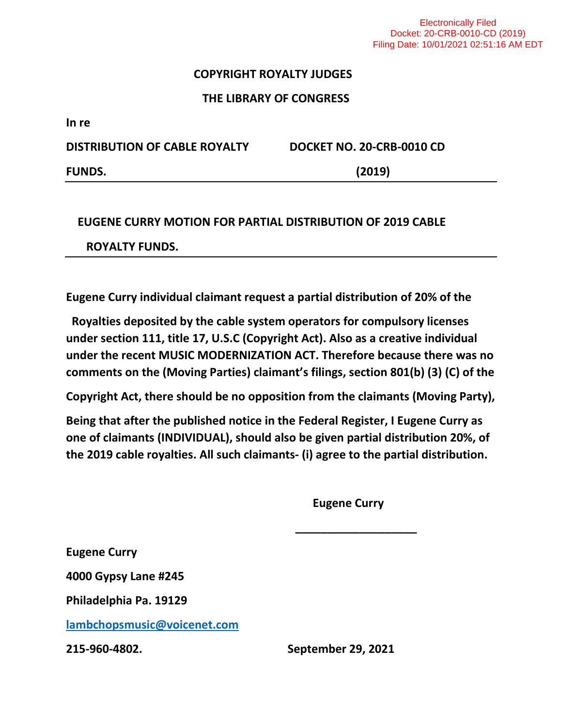Electronically Filed
Docket: 20-CRB-0010-CD (2019)
Filing Date: 10/01/2021 02:51:16 AM EDT

**COPYRIGHT ROYALTY JUDGES**

**THE LIBRARY OF CONGRESS**

**In re**

**DISTRIBUTION OF CABLE ROYALTY FUNDS.** **DOCKET NO. 20-CRB-0010 CD (2019)**

---

**EUGENE CURRY MOTION FOR PARTIAL DISTRIBUTION OF 2019 CABLE ROYALTY FUNDS.**

---

**Eugene Curry individual claimant request a partial distribution of 20% of the Royalties deposited by the cable system operators for compulsory licenses under section 111, title 17, U.S.C (Copyright Act). Also as a creative individual under the recent MUSIC MODERNIZATION ACT. Therefore because there was no comments on the (Moving Parties) claimant's filings, section 801(b) (3) (C) of the Copyright Act, there should be no opposition from the claimants (Moving Party), Being that after the published notice in the Federal Register, I Eugene Curry as one of claimants (INDIVIDUAL), should also be given partial distribution 20%, of the 2019 cable royalties. All such claimants- (i) agree to the partial distribution.**

**Eugene Curry**

\_\_\_\_\_\_\_\_\_\_\_\_\_\_\_\_\_\_\_\_

**Eugene Curry**

**4000 Gypsy Lane #245**

**Philadelphia Pa. 19129**

**lambchopsmusic@voicenet.com**

**215-960-4802.** **September 29, 2021**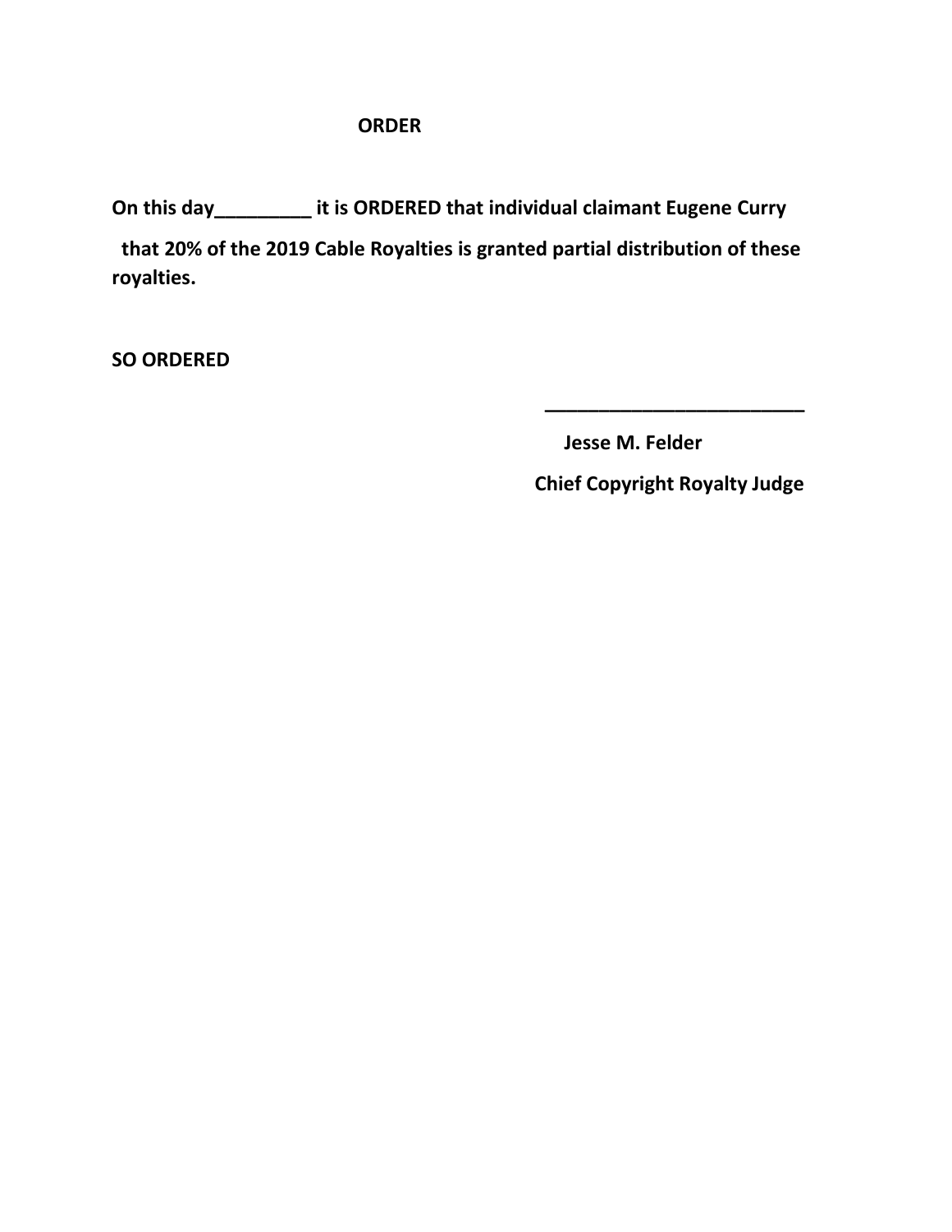# ORDER

**On this day_________ it is ORDERED that individual claimant Eugene Curry that 20% of the 2019 Cable Royalties is granted partial distribution of these royalties.**

**SO ORDERED**

_________________________

**Jesse M. Felder**

**Chief Copyright Royalty Judge**